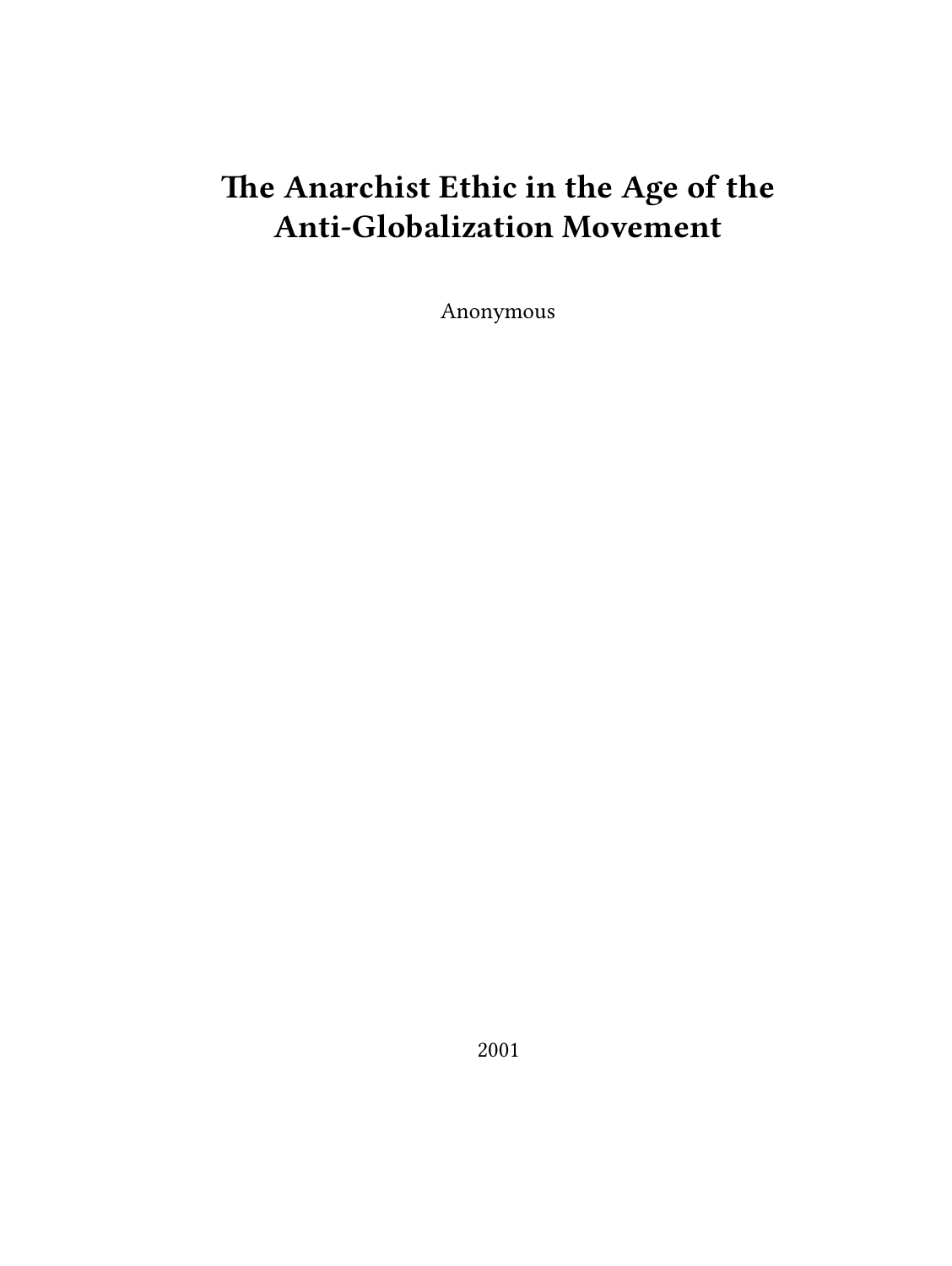# The Anarchist Ethic in the Age of the Anti-Globalization Movement

Anonymous

2001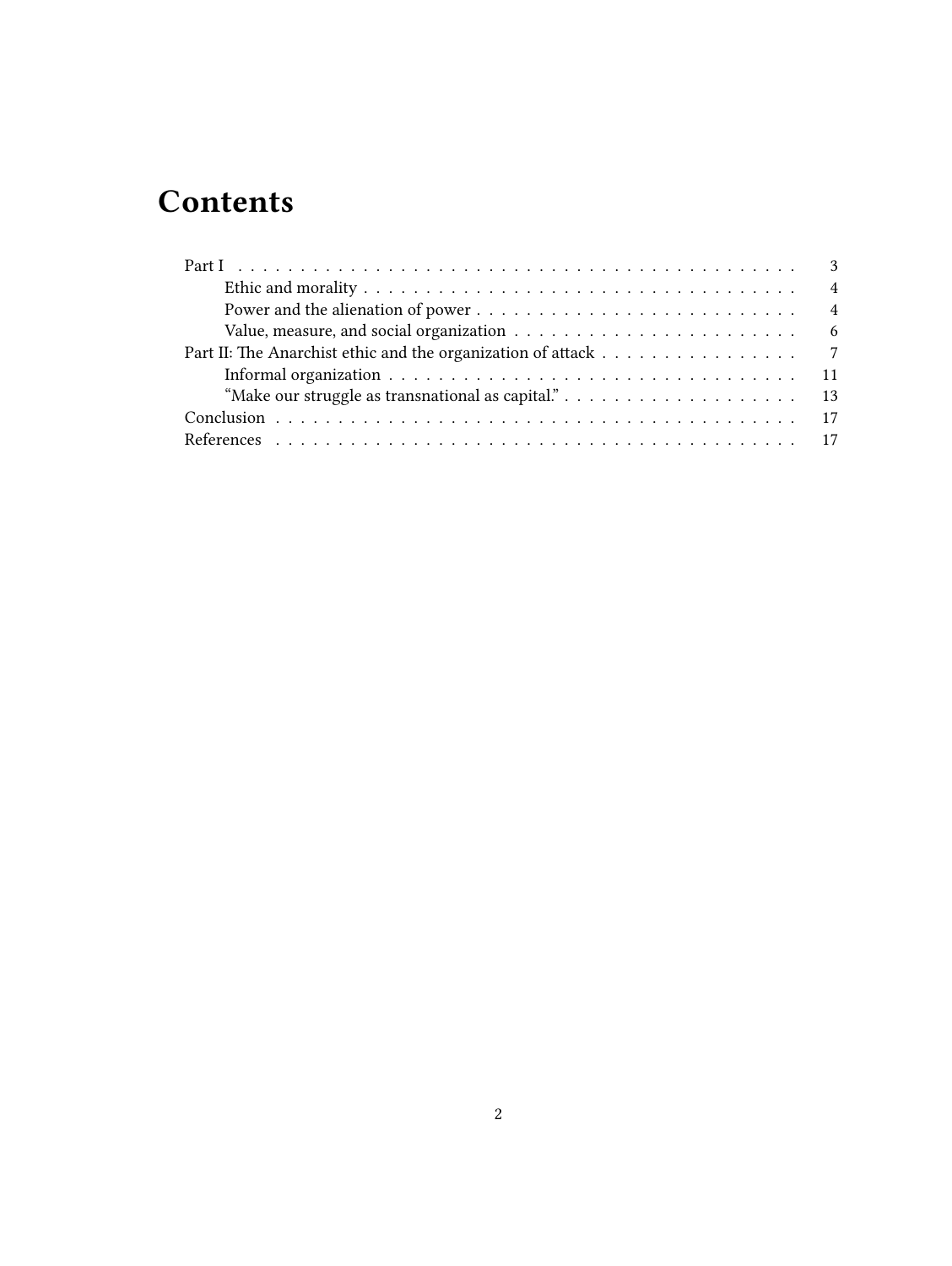# Contents

- Part I . . . . . 3
  - Ethic and morality . . . . . 4
  - Power and the alienation of power . . . . . 4
  - Value, measure, and social organization . . . . . 6
- Part II: The Anarchist ethic and the organization of attack . . . . . 7
  - Informal organization . . . . . 11
  - "Make our struggle as transnational as capital." . . . . . 13
- Conclusion . . . . . 17
- References . . . . . 17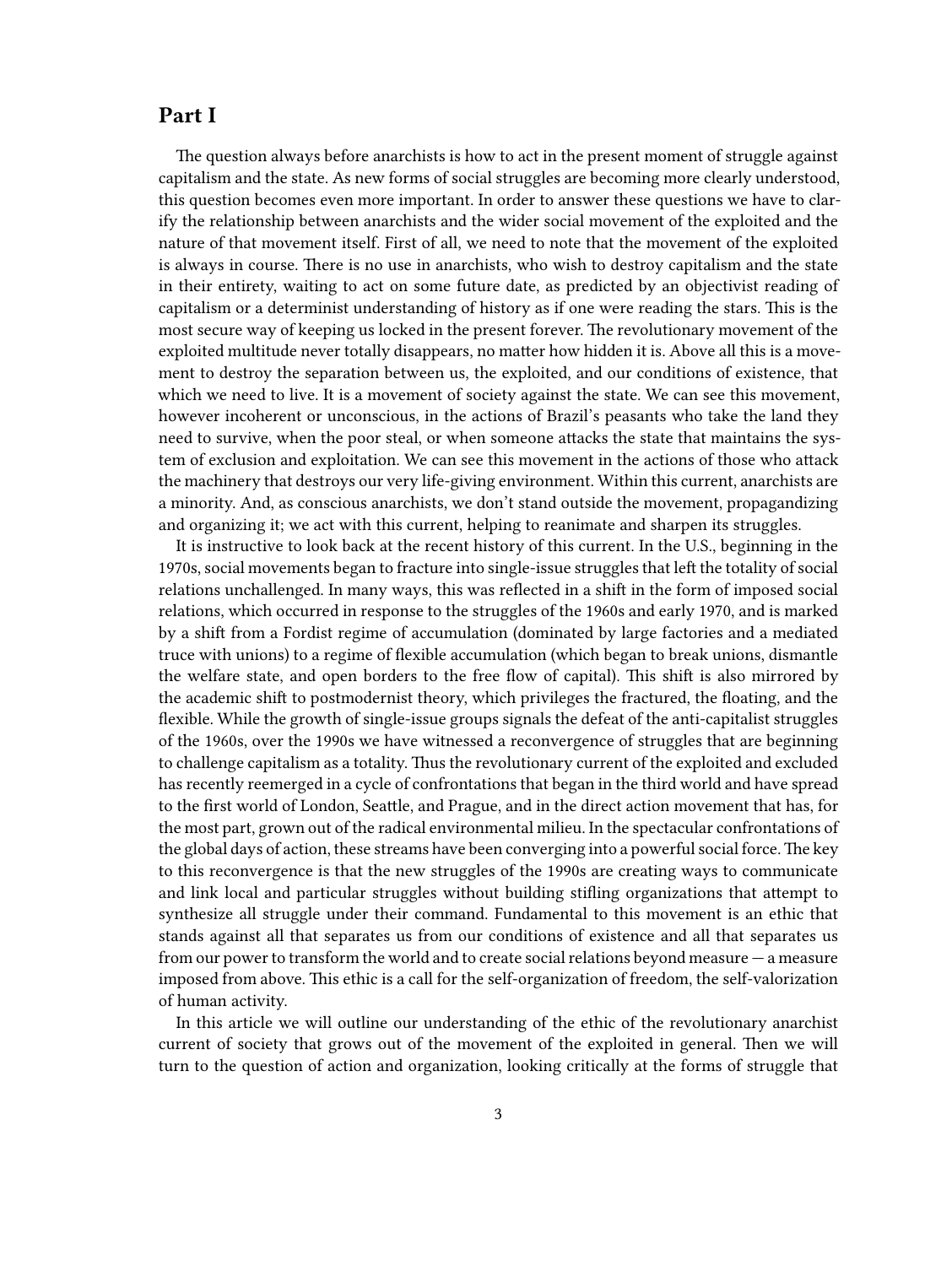## Part I

The question always before anarchists is how to act in the present moment of struggle against capitalism and the state. As new forms of social struggles are becoming more clearly understood, this question becomes even more important. In order to answer these questions we have to clarify the relationship between anarchists and the wider social movement of the exploited and the nature of that movement itself. First of all, we need to note that the movement of the exploited is always in course. There is no use in anarchists, who wish to destroy capitalism and the state in their entirety, waiting to act on some future date, as predicted by an objectivist reading of capitalism or a determinist understanding of history as if one were reading the stars. This is the most secure way of keeping us locked in the present forever. The revolutionary movement of the exploited multitude never totally disappears, no matter how hidden it is. Above all this is a movement to destroy the separation between us, the exploited, and our conditions of existence, that which we need to live. It is a movement of society against the state. We can see this movement, however incoherent or unconscious, in the actions of Brazil's peasants who take the land they need to survive, when the poor steal, or when someone attacks the state that maintains the system of exclusion and exploitation. We can see this movement in the actions of those who attack the machinery that destroys our very life-giving environment. Within this current, anarchists are a minority. And, as conscious anarchists, we don't stand outside the movement, propagandizing and organizing it; we act with this current, helping to reanimate and sharpen its struggles.

It is instructive to look back at the recent history of this current. In the U.S., beginning in the 1970s, social movements began to fracture into single-issue struggles that left the totality of social relations unchallenged. In many ways, this was reflected in a shift in the form of imposed social relations, which occurred in response to the struggles of the 1960s and early 1970, and is marked by a shift from a Fordist regime of accumulation (dominated by large factories and a mediated truce with unions) to a regime of flexible accumulation (which began to break unions, dismantle the welfare state, and open borders to the free flow of capital). This shift is also mirrored by the academic shift to postmodernist theory, which privileges the fractured, the floating, and the flexible. While the growth of single-issue groups signals the defeat of the anti-capitalist struggles of the 1960s, over the 1990s we have witnessed a reconvergence of struggles that are beginning to challenge capitalism as a totality. Thus the revolutionary current of the exploited and excluded has recently reemerged in a cycle of confrontations that began in the third world and have spread to the first world of London, Seattle, and Prague, and in the direct action movement that has, for the most part, grown out of the radical environmental milieu. In the spectacular confrontations of the global days of action, these streams have been converging into a powerful social force. The key to this reconvergence is that the new struggles of the 1990s are creating ways to communicate and link local and particular struggles without building stifling organizations that attempt to synthesize all struggle under their command. Fundamental to this movement is an ethic that stands against all that separates us from our conditions of existence and all that separates us from our power to transform the world and to create social relations beyond measure — a measure imposed from above. This ethic is a call for the self-organization of freedom, the self-valorization of human activity.

In this article we will outline our understanding of the ethic of the revolutionary anarchist current of society that grows out of the movement of the exploited in general. Then we will turn to the question of action and organization, looking critically at the forms of struggle that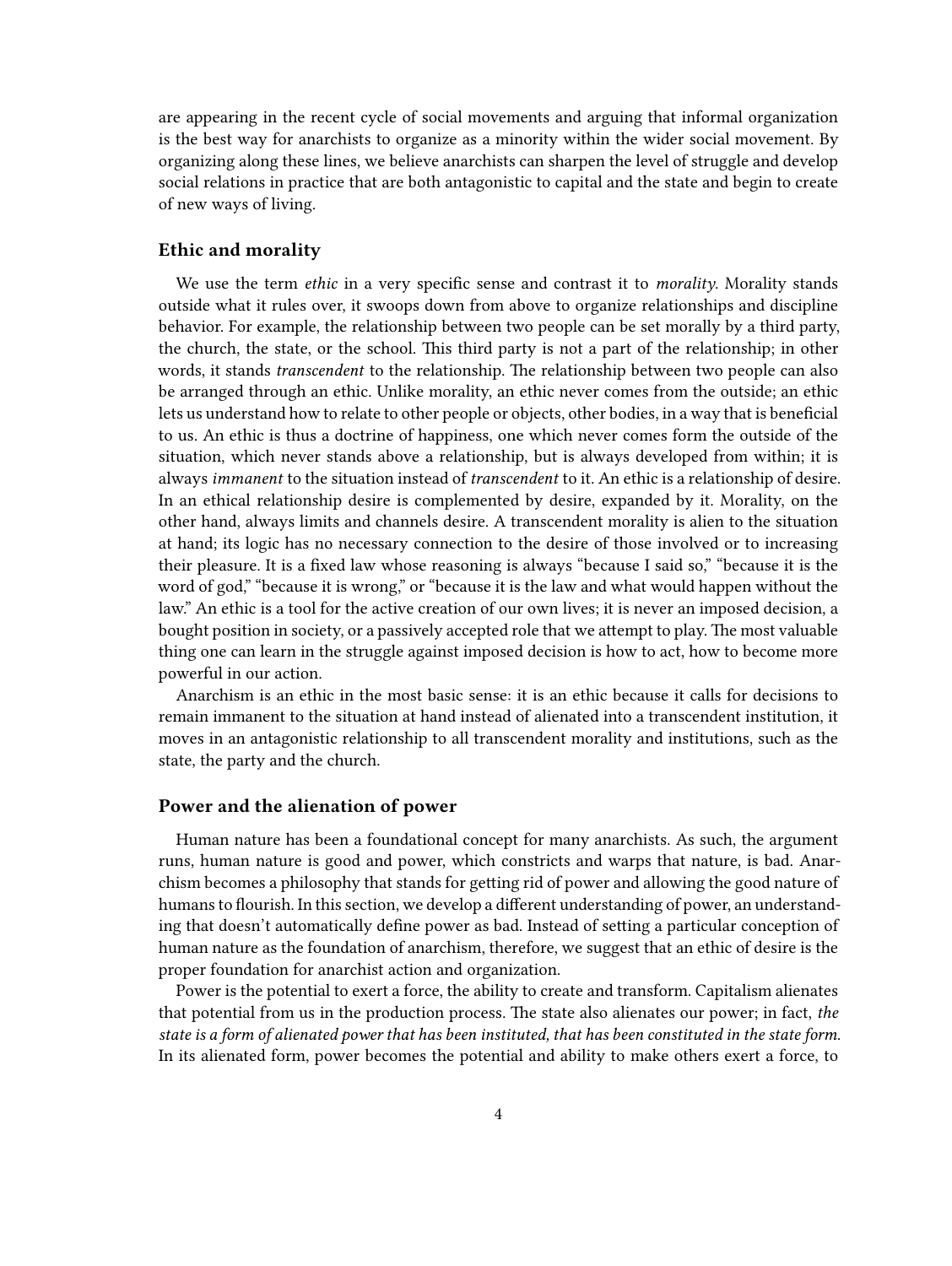are appearing in the recent cycle of social movements and arguing that informal organization is the best way for anarchists to organize as a minority within the wider social movement. By organizing along these lines, we believe anarchists can sharpen the level of struggle and develop social relations in practice that are both antagonistic to capital and the state and begin to create of new ways of living.

### Ethic and morality

We use the term *ethic* in a very specific sense and contrast it to *morality*. Morality stands outside what it rules over, it swoops down from above to organize relationships and discipline behavior. For example, the relationship between two people can be set morally by a third party, the church, the state, or the school. This third party is not a part of the relationship; in other words, it stands *transcendent* to the relationship. The relationship between two people can also be arranged through an ethic. Unlike morality, an ethic never comes from the outside; an ethic lets us understand how to relate to other people or objects, other bodies, in a way that is beneficial to us. An ethic is thus a doctrine of happiness, one which never comes form the outside of the situation, which never stands above a relationship, but is always developed from within; it is always *immanent* to the situation instead of *transcendent* to it. An ethic is a relationship of desire. In an ethical relationship desire is complemented by desire, expanded by it. Morality, on the other hand, always limits and channels desire. A transcendent morality is alien to the situation at hand; its logic has no necessary connection to the desire of those involved or to increasing their pleasure. It is a fixed law whose reasoning is always "because I said so," "because it is the word of god," "because it is wrong," or "because it is the law and what would happen without the law." An ethic is a tool for the active creation of our own lives; it is never an imposed decision, a bought position in society, or a passively accepted role that we attempt to play. The most valuable thing one can learn in the struggle against imposed decision is how to act, how to become more powerful in our action.

Anarchism is an ethic in the most basic sense: it is an ethic because it calls for decisions to remain immanent to the situation at hand instead of alienated into a transcendent institution, it moves in an antagonistic relationship to all transcendent morality and institutions, such as the state, the party and the church.

### Power and the alienation of power

Human nature has been a foundational concept for many anarchists. As such, the argument runs, human nature is good and power, which constricts and warps that nature, is bad. Anarchism becomes a philosophy that stands for getting rid of power and allowing the good nature of humans to flourish. In this section, we develop a different understanding of power, an understanding that doesn't automatically define power as bad. Instead of setting a particular conception of human nature as the foundation of anarchism, therefore, we suggest that an ethic of desire is the proper foundation for anarchist action and organization.

Power is the potential to exert a force, the ability to create and transform. Capitalism alienates that potential from us in the production process. The state also alienates our power; in fact, *the state is a form of alienated power that has been instituted, that has been constituted in the state form.* In its alienated form, power becomes the potential and ability to make others exert a force, to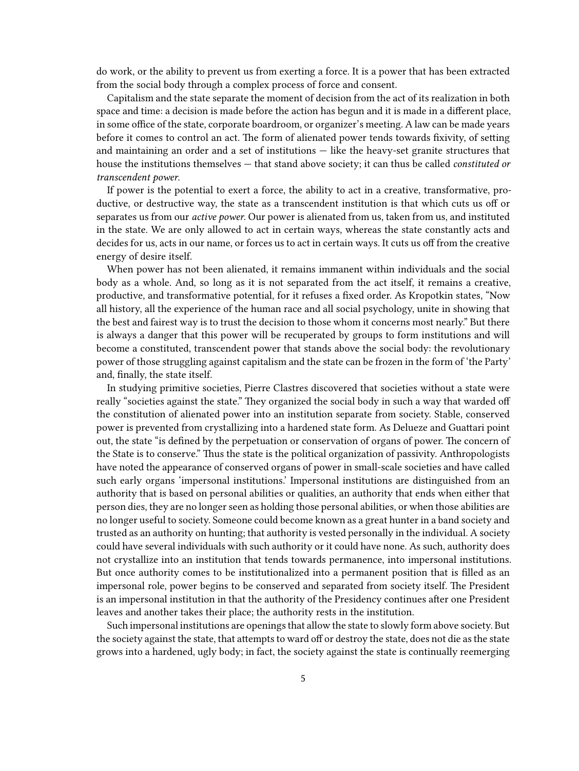do work, or the ability to prevent us from exerting a force. It is a power that has been extracted from the social body through a complex process of force and consent.

Capitalism and the state separate the moment of decision from the act of its realization in both space and time: a decision is made before the action has begun and it is made in a different place, in some office of the state, corporate boardroom, or organizer's meeting. A law can be made years before it comes to control an act. The form of alienated power tends towards fixivity, of setting and maintaining an order and a set of institutions — like the heavy-set granite structures that house the institutions themselves — that stand above society; it can thus be called *constituted or transcendent power*.

If power is the potential to exert a force, the ability to act in a creative, transformative, productive, or destructive way, the state as a transcendent institution is that which cuts us off or separates us from our *active power*. Our power is alienated from us, taken from us, and instituted in the state. We are only allowed to act in certain ways, whereas the state constantly acts and decides for us, acts in our name, or forces us to act in certain ways. It cuts us off from the creative energy of desire itself.

When power has not been alienated, it remains immanent within individuals and the social body as a whole. And, so long as it is not separated from the act itself, it remains a creative, productive, and transformative potential, for it refuses a fixed order. As Kropotkin states, "Now all history, all the experience of the human race and all social psychology, unite in showing that the best and fairest way is to trust the decision to those whom it concerns most nearly." But there is always a danger that this power will be recuperated by groups to form institutions and will become a constituted, transcendent power that stands above the social body: the revolutionary power of those struggling against capitalism and the state can be frozen in the form of 'the Party' and, finally, the state itself.

In studying primitive societies, Pierre Clastres discovered that societies without a state were really "societies against the state." They organized the social body in such a way that warded off the constitution of alienated power into an institution separate from society. Stable, conserved power is prevented from crystallizing into a hardened state form. As Delueze and Guattari point out, the state "is defined by the perpetuation or conservation of organs of power. The concern of the State is to conserve." Thus the state is the political organization of passivity. Anthropologists have noted the appearance of conserved organs of power in small-scale societies and have called such early organs 'impersonal institutions.' Impersonal institutions are distinguished from an authority that is based on personal abilities or qualities, an authority that ends when either that person dies, they are no longer seen as holding those personal abilities, or when those abilities are no longer useful to society. Someone could become known as a great hunter in a band society and trusted as an authority on hunting; that authority is vested personally in the individual. A society could have several individuals with such authority or it could have none. As such, authority does not crystallize into an institution that tends towards permanence, into impersonal institutions. But once authority comes to be institutionalized into a permanent position that is filled as an impersonal role, power begins to be conserved and separated from society itself. The President is an impersonal institution in that the authority of the Presidency continues after one President leaves and another takes their place; the authority rests in the institution.

Such impersonal institutions are openings that allow the state to slowly form above society. But the society against the state, that attempts to ward off or destroy the state, does not die as the state grows into a hardened, ugly body; in fact, the society against the state is continually reemerging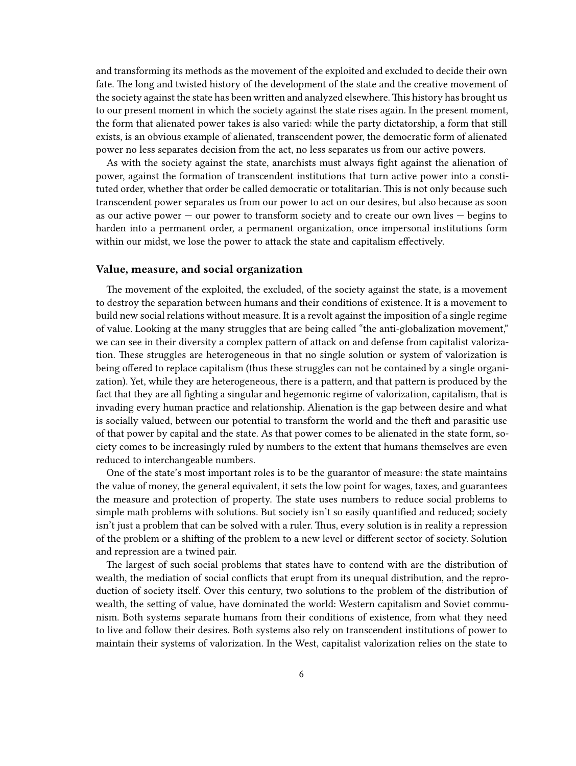and transforming its methods as the movement of the exploited and excluded to decide their own fate. The long and twisted history of the development of the state and the creative movement of the society against the state has been written and analyzed elsewhere. This history has brought us to our present moment in which the society against the state rises again. In the present moment, the form that alienated power takes is also varied: while the party dictatorship, a form that still exists, is an obvious example of alienated, transcendent power, the democratic form of alienated power no less separates decision from the act, no less separates us from our active powers.

As with the society against the state, anarchists must always fight against the alienation of power, against the formation of transcendent institutions that turn active power into a constituted order, whether that order be called democratic or totalitarian. This is not only because such transcendent power separates us from our power to act on our desires, but also because as soon as our active power — our power to transform society and to create our own lives — begins to harden into a permanent order, a permanent organization, once impersonal institutions form within our midst, we lose the power to attack the state and capitalism effectively.

### Value, measure, and social organization

The movement of the exploited, the excluded, of the society against the state, is a movement to destroy the separation between humans and their conditions of existence. It is a movement to build new social relations without measure. It is a revolt against the imposition of a single regime of value. Looking at the many struggles that are being called "the anti-globalization movement," we can see in their diversity a complex pattern of attack on and defense from capitalist valorization. These struggles are heterogeneous in that no single solution or system of valorization is being offered to replace capitalism (thus these struggles can not be contained by a single organization). Yet, while they are heterogeneous, there is a pattern, and that pattern is produced by the fact that they are all fighting a singular and hegemonic regime of valorization, capitalism, that is invading every human practice and relationship. Alienation is the gap between desire and what is socially valued, between our potential to transform the world and the theft and parasitic use of that power by capital and the state. As that power comes to be alienated in the state form, society comes to be increasingly ruled by numbers to the extent that humans themselves are even reduced to interchangeable numbers.

One of the state's most important roles is to be the guarantor of measure: the state maintains the value of money, the general equivalent, it sets the low point for wages, taxes, and guarantees the measure and protection of property. The state uses numbers to reduce social problems to simple math problems with solutions. But society isn't so easily quantified and reduced; society isn't just a problem that can be solved with a ruler. Thus, every solution is in reality a repression of the problem or a shifting of the problem to a new level or different sector of society. Solution and repression are a twined pair.

The largest of such social problems that states have to contend with are the distribution of wealth, the mediation of social conflicts that erupt from its unequal distribution, and the reproduction of society itself. Over this century, two solutions to the problem of the distribution of wealth, the setting of value, have dominated the world: Western capitalism and Soviet communism. Both systems separate humans from their conditions of existence, from what they need to live and follow their desires. Both systems also rely on transcendent institutions of power to maintain their systems of valorization. In the West, capitalist valorization relies on the state to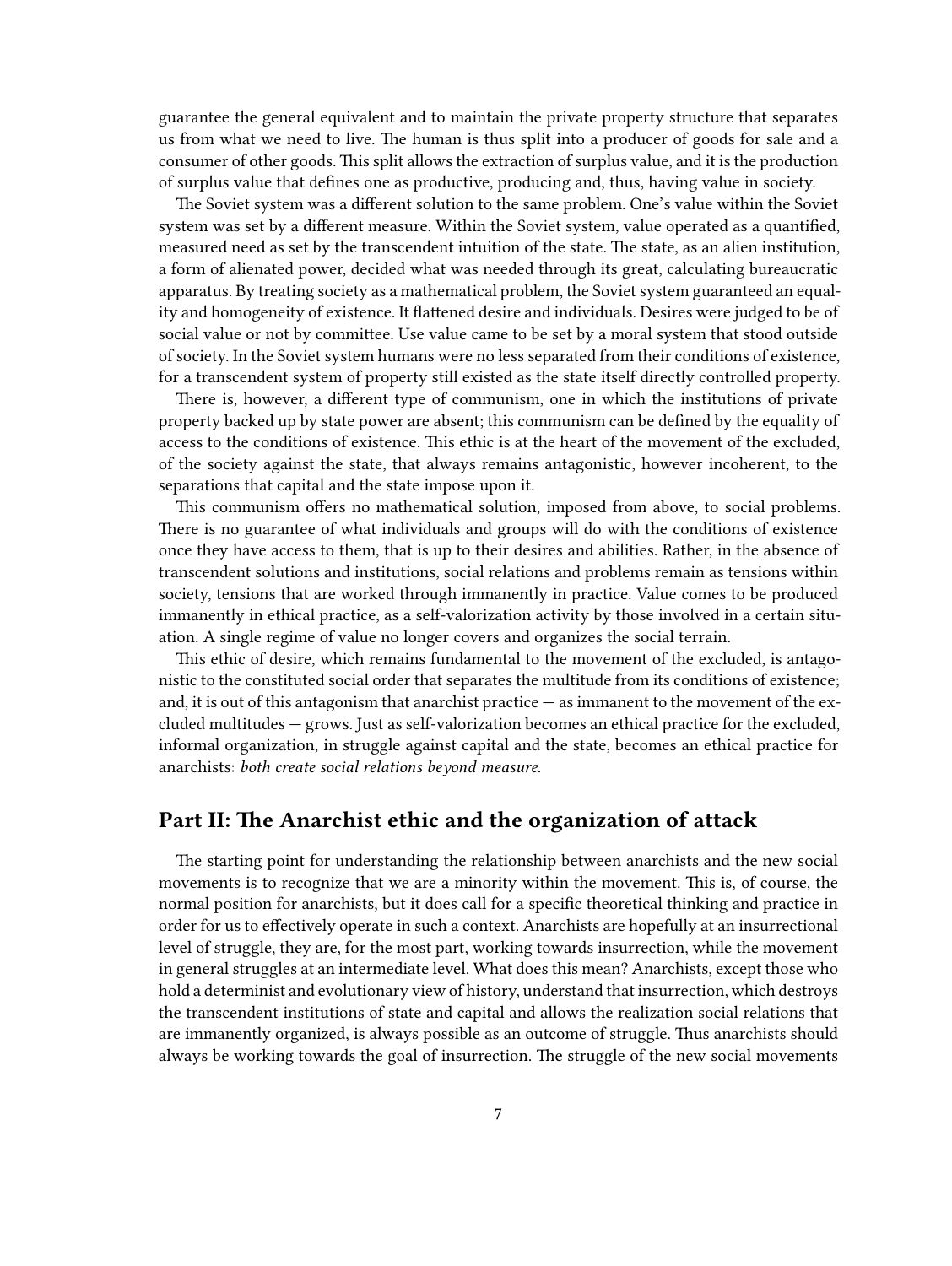guarantee the general equivalent and to maintain the private property structure that separates us from what we need to live. The human is thus split into a producer of goods for sale and a consumer of other goods. This split allows the extraction of surplus value, and it is the production of surplus value that defines one as productive, producing and, thus, having value in society.

The Soviet system was a different solution to the same problem. One's value within the Soviet system was set by a different measure. Within the Soviet system, value operated as a quantified, measured need as set by the transcendent intuition of the state. The state, as an alien institution, a form of alienated power, decided what was needed through its great, calculating bureaucratic apparatus. By treating society as a mathematical problem, the Soviet system guaranteed an equality and homogeneity of existence. It flattened desire and individuals. Desires were judged to be of social value or not by committee. Use value came to be set by a moral system that stood outside of society. In the Soviet system humans were no less separated from their conditions of existence, for a transcendent system of property still existed as the state itself directly controlled property.

There is, however, a different type of communism, one in which the institutions of private property backed up by state power are absent; this communism can be defined by the equality of access to the conditions of existence. This ethic is at the heart of the movement of the excluded, of the society against the state, that always remains antagonistic, however incoherent, to the separations that capital and the state impose upon it.

This communism offers no mathematical solution, imposed from above, to social problems. There is no guarantee of what individuals and groups will do with the conditions of existence once they have access to them, that is up to their desires and abilities. Rather, in the absence of transcendent solutions and institutions, social relations and problems remain as tensions within society, tensions that are worked through immanently in practice. Value comes to be produced immanently in ethical practice, as a self-valorization activity by those involved in a certain situation. A single regime of value no longer covers and organizes the social terrain.

This ethic of desire, which remains fundamental to the movement of the excluded, is antagonistic to the constituted social order that separates the multitude from its conditions of existence; and, it is out of this antagonism that anarchist practice — as immanent to the movement of the excluded multitudes — grows. Just as self-valorization becomes an ethical practice for the excluded, informal organization, in struggle against capital and the state, becomes an ethical practice for anarchists: *both create social relations beyond measure.*

## Part II: The Anarchist ethic and the organization of attack

The starting point for understanding the relationship between anarchists and the new social movements is to recognize that we are a minority within the movement. This is, of course, the normal position for anarchists, but it does call for a specific theoretical thinking and practice in order for us to effectively operate in such a context. Anarchists are hopefully at an insurrectional level of struggle, they are, for the most part, working towards insurrection, while the movement in general struggles at an intermediate level. What does this mean? Anarchists, except those who hold a determinist and evolutionary view of history, understand that insurrection, which destroys the transcendent institutions of state and capital and allows the realization social relations that are immanently organized, is always possible as an outcome of struggle. Thus anarchists should always be working towards the goal of insurrection. The struggle of the new social movements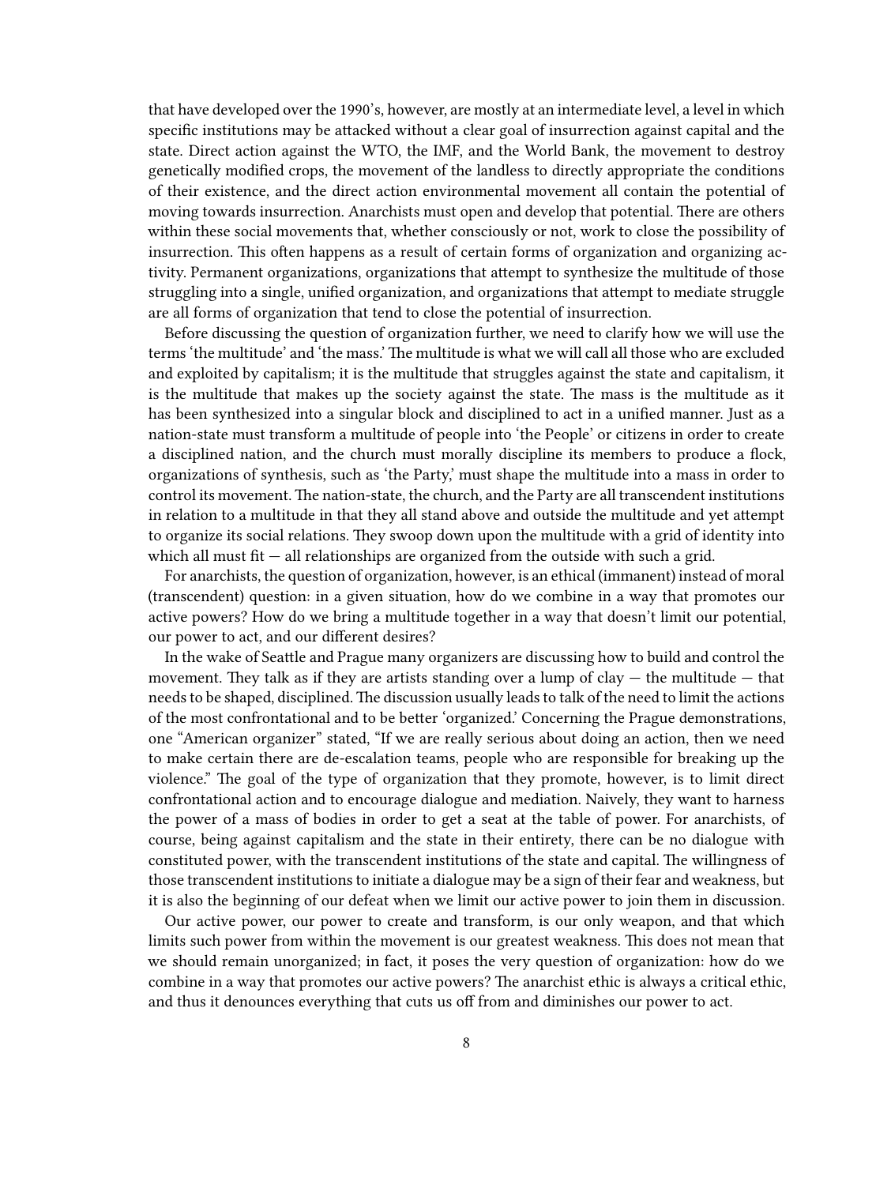that have developed over the 1990's, however, are mostly at an intermediate level, a level in which specific institutions may be attacked without a clear goal of insurrection against capital and the state. Direct action against the WTO, the IMF, and the World Bank, the movement to destroy genetically modified crops, the movement of the landless to directly appropriate the conditions of their existence, and the direct action environmental movement all contain the potential of moving towards insurrection. Anarchists must open and develop that potential. There are others within these social movements that, whether consciously or not, work to close the possibility of insurrection. This often happens as a result of certain forms of organization and organizing activity. Permanent organizations, organizations that attempt to synthesize the multitude of those struggling into a single, unified organization, and organizations that attempt to mediate struggle are all forms of organization that tend to close the potential of insurrection.

Before discussing the question of organization further, we need to clarify how we will use the terms 'the multitude' and 'the mass.' The multitude is what we will call all those who are excluded and exploited by capitalism; it is the multitude that struggles against the state and capitalism, it is the multitude that makes up the society against the state. The mass is the multitude as it has been synthesized into a singular block and disciplined to act in a unified manner. Just as a nation-state must transform a multitude of people into 'the People' or citizens in order to create a disciplined nation, and the church must morally discipline its members to produce a flock, organizations of synthesis, such as 'the Party,' must shape the multitude into a mass in order to control its movement. The nation-state, the church, and the Party are all transcendent institutions in relation to a multitude in that they all stand above and outside the multitude and yet attempt to organize its social relations. They swoop down upon the multitude with a grid of identity into which all must fit — all relationships are organized from the outside with such a grid.

For anarchists, the question of organization, however, is an ethical (immanent) instead of moral (transcendent) question: in a given situation, how do we combine in a way that promotes our active powers? How do we bring a multitude together in a way that doesn't limit our potential, our power to act, and our different desires?

In the wake of Seattle and Prague many organizers are discussing how to build and control the movement. They talk as if they are artists standing over a lump of clay — the multitude — that needs to be shaped, disciplined. The discussion usually leads to talk of the need to limit the actions of the most confrontational and to be better 'organized.' Concerning the Prague demonstrations, one "American organizer" stated, "If we are really serious about doing an action, then we need to make certain there are de-escalation teams, people who are responsible for breaking up the violence." The goal of the type of organization that they promote, however, is to limit direct confrontational action and to encourage dialogue and mediation. Naively, they want to harness the power of a mass of bodies in order to get a seat at the table of power. For anarchists, of course, being against capitalism and the state in their entirety, there can be no dialogue with constituted power, with the transcendent institutions of the state and capital. The willingness of those transcendent institutions to initiate a dialogue may be a sign of their fear and weakness, but it is also the beginning of our defeat when we limit our active power to join them in discussion.

Our active power, our power to create and transform, is our only weapon, and that which limits such power from within the movement is our greatest weakness. This does not mean that we should remain unorganized; in fact, it poses the very question of organization: how do we combine in a way that promotes our active powers? The anarchist ethic is always a critical ethic, and thus it denounces everything that cuts us off from and diminishes our power to act.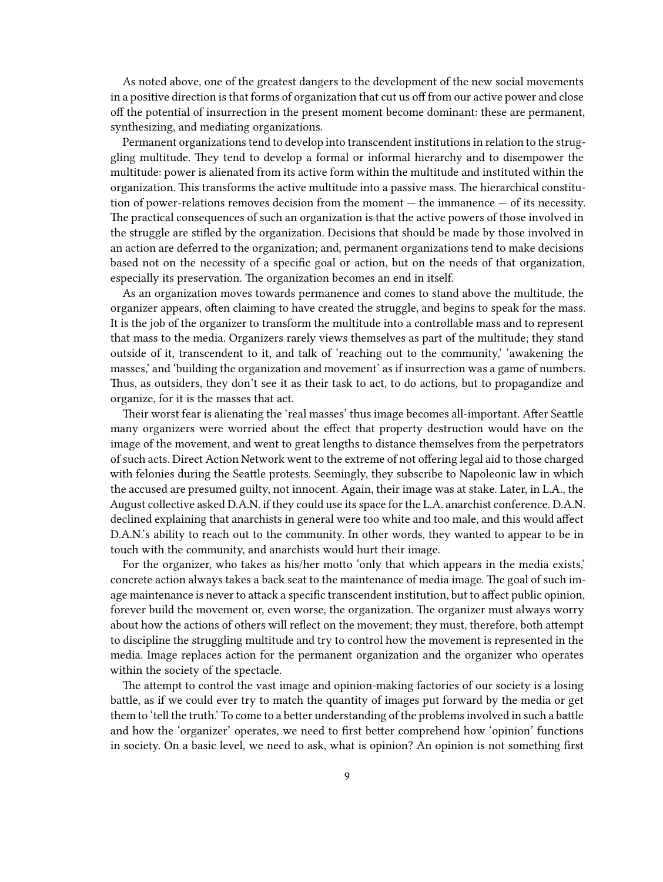As noted above, one of the greatest dangers to the development of the new social movements in a positive direction is that forms of organization that cut us off from our active power and close off the potential of insurrection in the present moment become dominant: these are permanent, synthesizing, and mediating organizations.

Permanent organizations tend to develop into transcendent institutions in relation to the struggling multitude. They tend to develop a formal or informal hierarchy and to disempower the multitude: power is alienated from its active form within the multitude and instituted within the organization. This transforms the active multitude into a passive mass. The hierarchical constitution of power-relations removes decision from the moment — the immanence — of its necessity. The practical consequences of such an organization is that the active powers of those involved in the struggle are stifled by the organization. Decisions that should be made by those involved in an action are deferred to the organization; and, permanent organizations tend to make decisions based not on the necessity of a specific goal or action, but on the needs of that organization, especially its preservation. The organization becomes an end in itself.

As an organization moves towards permanence and comes to stand above the multitude, the organizer appears, often claiming to have created the struggle, and begins to speak for the mass. It is the job of the organizer to transform the multitude into a controllable mass and to represent that mass to the media. Organizers rarely views themselves as part of the multitude; they stand outside of it, transcendent to it, and talk of 'reaching out to the community,' 'awakening the masses,' and 'building the organization and movement' as if insurrection was a game of numbers. Thus, as outsiders, they don't see it as their task to act, to do actions, but to propagandize and organize, for it is the masses that act.

Their worst fear is alienating the 'real masses' thus image becomes all-important. After Seattle many organizers were worried about the effect that property destruction would have on the image of the movement, and went to great lengths to distance themselves from the perpetrators of such acts. Direct Action Network went to the extreme of not offering legal aid to those charged with felonies during the Seattle protests. Seemingly, they subscribe to Napoleonic law in which the accused are presumed guilty, not innocent. Again, their image was at stake. Later, in L.A., the August collective asked D.A.N. if they could use its space for the L.A. anarchist conference. D.A.N. declined explaining that anarchists in general were too white and too male, and this would affect D.A.N.'s ability to reach out to the community. In other words, they wanted to appear to be in touch with the community, and anarchists would hurt their image.

For the organizer, who takes as his/her motto 'only that which appears in the media exists,' concrete action always takes a back seat to the maintenance of media image. The goal of such image maintenance is never to attack a specific transcendent institution, but to affect public opinion, forever build the movement or, even worse, the organization. The organizer must always worry about how the actions of others will reflect on the movement; they must, therefore, both attempt to discipline the struggling multitude and try to control how the movement is represented in the media. Image replaces action for the permanent organization and the organizer who operates within the society of the spectacle.

The attempt to control the vast image and opinion-making factories of our society is a losing battle, as if we could ever try to match the quantity of images put forward by the media or get them to 'tell the truth.' To come to a better understanding of the problems involved in such a battle and how the 'organizer' operates, we need to first better comprehend how 'opinion' functions in society. On a basic level, we need to ask, what is opinion? An opinion is not something first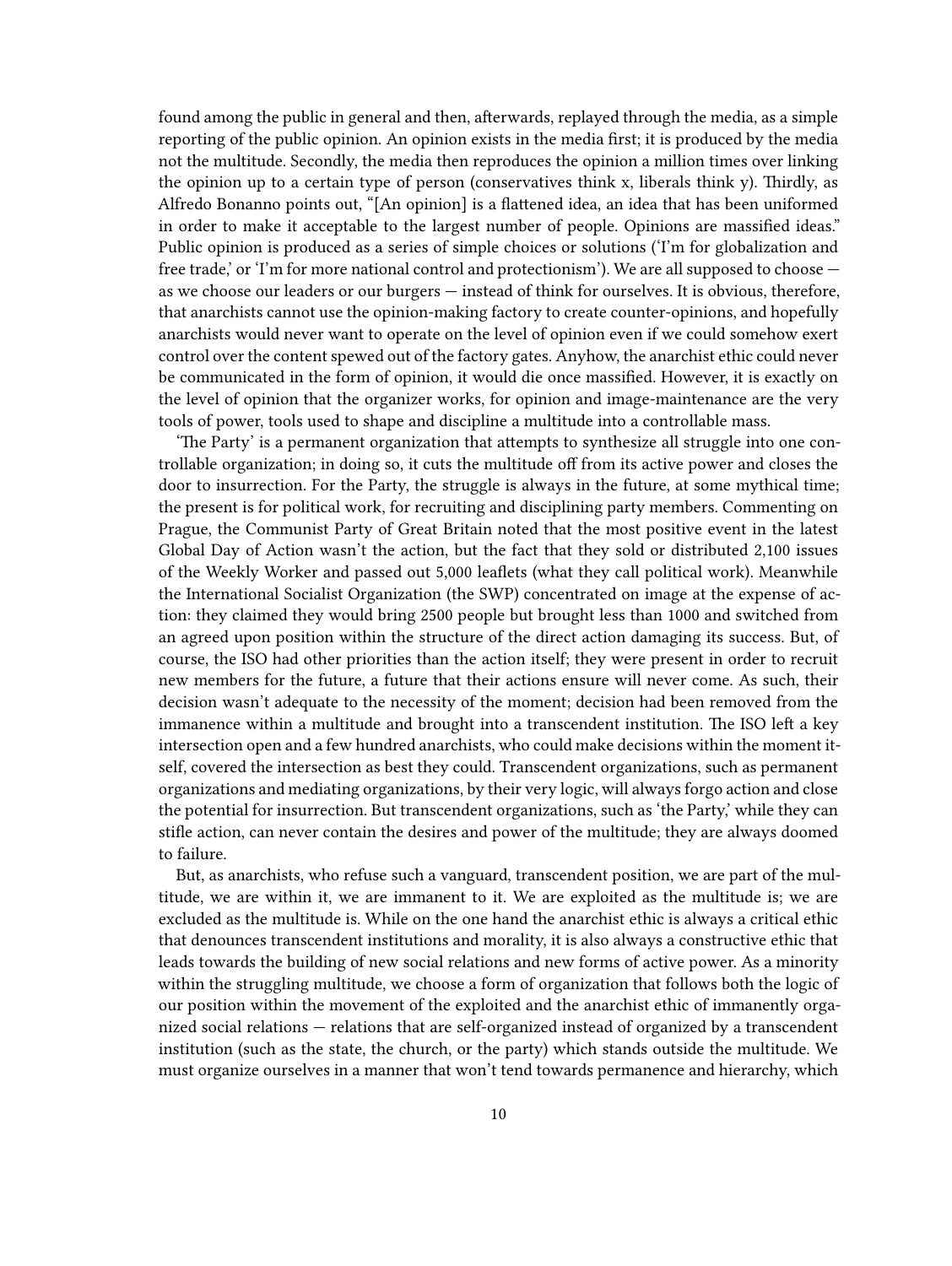found among the public in general and then, afterwards, replayed through the media, as a simple reporting of the public opinion. An opinion exists in the media first; it is produced by the media not the multitude. Secondly, the media then reproduces the opinion a million times over linking the opinion up to a certain type of person (conservatives think x, liberals think y). Thirdly, as Alfredo Bonanno points out, "[An opinion] is a flattened idea, an idea that has been uniformed in order to make it acceptable to the largest number of people. Opinions are massified ideas." Public opinion is produced as a series of simple choices or solutions ('I'm for globalization and free trade,' or 'I'm for more national control and protectionism'). We are all supposed to choose — as we choose our leaders or our burgers — instead of think for ourselves. It is obvious, therefore, that anarchists cannot use the opinion-making factory to create counter-opinions, and hopefully anarchists would never want to operate on the level of opinion even if we could somehow exert control over the content spewed out of the factory gates. Anyhow, the anarchist ethic could never be communicated in the form of opinion, it would die once massified. However, it is exactly on the level of opinion that the organizer works, for opinion and image-maintenance are the very tools of power, tools used to shape and discipline a multitude into a controllable mass.

'The Party' is a permanent organization that attempts to synthesize all struggle into one controllable organization; in doing so, it cuts the multitude off from its active power and closes the door to insurrection. For the Party, the struggle is always in the future, at some mythical time; the present is for political work, for recruiting and disciplining party members. Commenting on Prague, the Communist Party of Great Britain noted that the most positive event in the latest Global Day of Action wasn't the action, but the fact that they sold or distributed 2,100 issues of the Weekly Worker and passed out 5,000 leaflets (what they call political work). Meanwhile the International Socialist Organization (the SWP) concentrated on image at the expense of action: they claimed they would bring 2500 people but brought less than 1000 and switched from an agreed upon position within the structure of the direct action damaging its success. But, of course, the ISO had other priorities than the action itself; they were present in order to recruit new members for the future, a future that their actions ensure will never come. As such, their decision wasn't adequate to the necessity of the moment; decision had been removed from the immanence within a multitude and brought into a transcendent institution. The ISO left a key intersection open and a few hundred anarchists, who could make decisions within the moment itself, covered the intersection as best they could. Transcendent organizations, such as permanent organizations and mediating organizations, by their very logic, will always forgo action and close the potential for insurrection. But transcendent organizations, such as 'the Party,' while they can stifle action, can never contain the desires and power of the multitude; they are always doomed to failure.

But, as anarchists, who refuse such a vanguard, transcendent position, we are part of the multitude, we are within it, we are immanent to it. We are exploited as the multitude is; we are excluded as the multitude is. While on the one hand the anarchist ethic is always a critical ethic that denounces transcendent institutions and morality, it is also always a constructive ethic that leads towards the building of new social relations and new forms of active power. As a minority within the struggling multitude, we choose a form of organization that follows both the logic of our position within the movement of the exploited and the anarchist ethic of immanently organized social relations — relations that are self-organized instead of organized by a transcendent institution (such as the state, the church, or the party) which stands outside the multitude. We must organize ourselves in a manner that won't tend towards permanence and hierarchy, which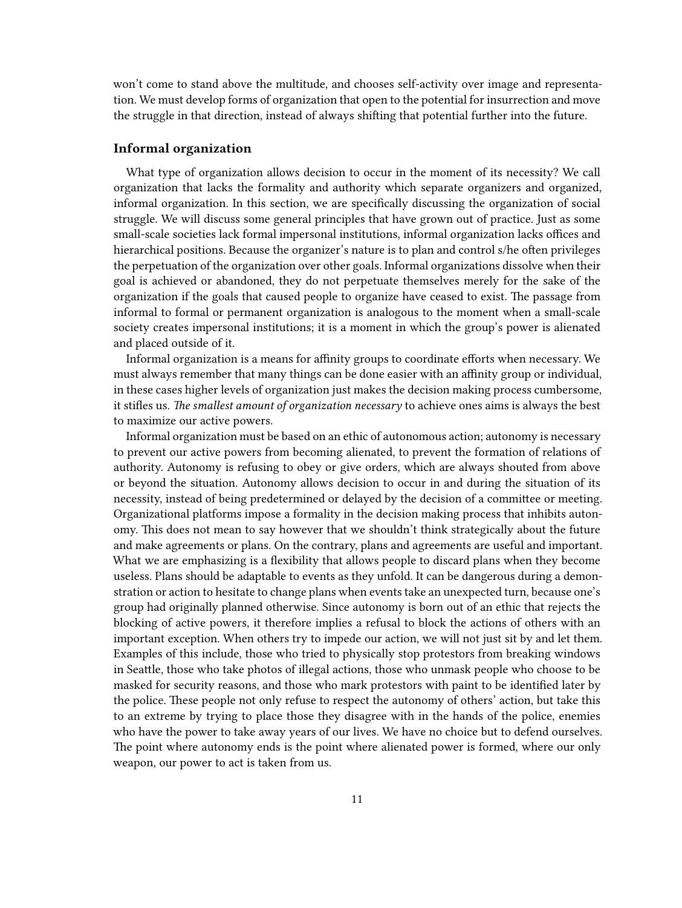won't come to stand above the multitude, and chooses self-activity over image and representation. We must develop forms of organization that open to the potential for insurrection and move the struggle in that direction, instead of always shifting that potential further into the future.

### Informal organization

What type of organization allows decision to occur in the moment of its necessity? We call organization that lacks the formality and authority which separate organizers and organized, informal organization. In this section, we are specifically discussing the organization of social struggle. We will discuss some general principles that have grown out of practice. Just as some small-scale societies lack formal impersonal institutions, informal organization lacks offices and hierarchical positions. Because the organizer's nature is to plan and control s/he often privileges the perpetuation of the organization over other goals. Informal organizations dissolve when their goal is achieved or abandoned, they do not perpetuate themselves merely for the sake of the organization if the goals that caused people to organize have ceased to exist. The passage from informal to formal or permanent organization is analogous to the moment when a small-scale society creates impersonal institutions; it is a moment in which the group's power is alienated and placed outside of it.

Informal organization is a means for affinity groups to coordinate efforts when necessary. We must always remember that many things can be done easier with an affinity group or individual, in these cases higher levels of organization just makes the decision making process cumbersome, it stifles us. *The smallest amount of organization necessary* to achieve ones aims is always the best to maximize our active powers.

Informal organization must be based on an ethic of autonomous action; autonomy is necessary to prevent our active powers from becoming alienated, to prevent the formation of relations of authority. Autonomy is refusing to obey or give orders, which are always shouted from above or beyond the situation. Autonomy allows decision to occur in and during the situation of its necessity, instead of being predetermined or delayed by the decision of a committee or meeting. Organizational platforms impose a formality in the decision making process that inhibits autonomy. This does not mean to say however that we shouldn't think strategically about the future and make agreements or plans. On the contrary, plans and agreements are useful and important. What we are emphasizing is a flexibility that allows people to discard plans when they become useless. Plans should be adaptable to events as they unfold. It can be dangerous during a demonstration or action to hesitate to change plans when events take an unexpected turn, because one's group had originally planned otherwise. Since autonomy is born out of an ethic that rejects the blocking of active powers, it therefore implies a refusal to block the actions of others with an important exception. When others try to impede our action, we will not just sit by and let them. Examples of this include, those who tried to physically stop protestors from breaking windows in Seattle, those who take photos of illegal actions, those who unmask people who choose to be masked for security reasons, and those who mark protestors with paint to be identified later by the police. These people not only refuse to respect the autonomy of others' action, but take this to an extreme by trying to place those they disagree with in the hands of the police, enemies who have the power to take away years of our lives. We have no choice but to defend ourselves. The point where autonomy ends is the point where alienated power is formed, where our only weapon, our power to act is taken from us.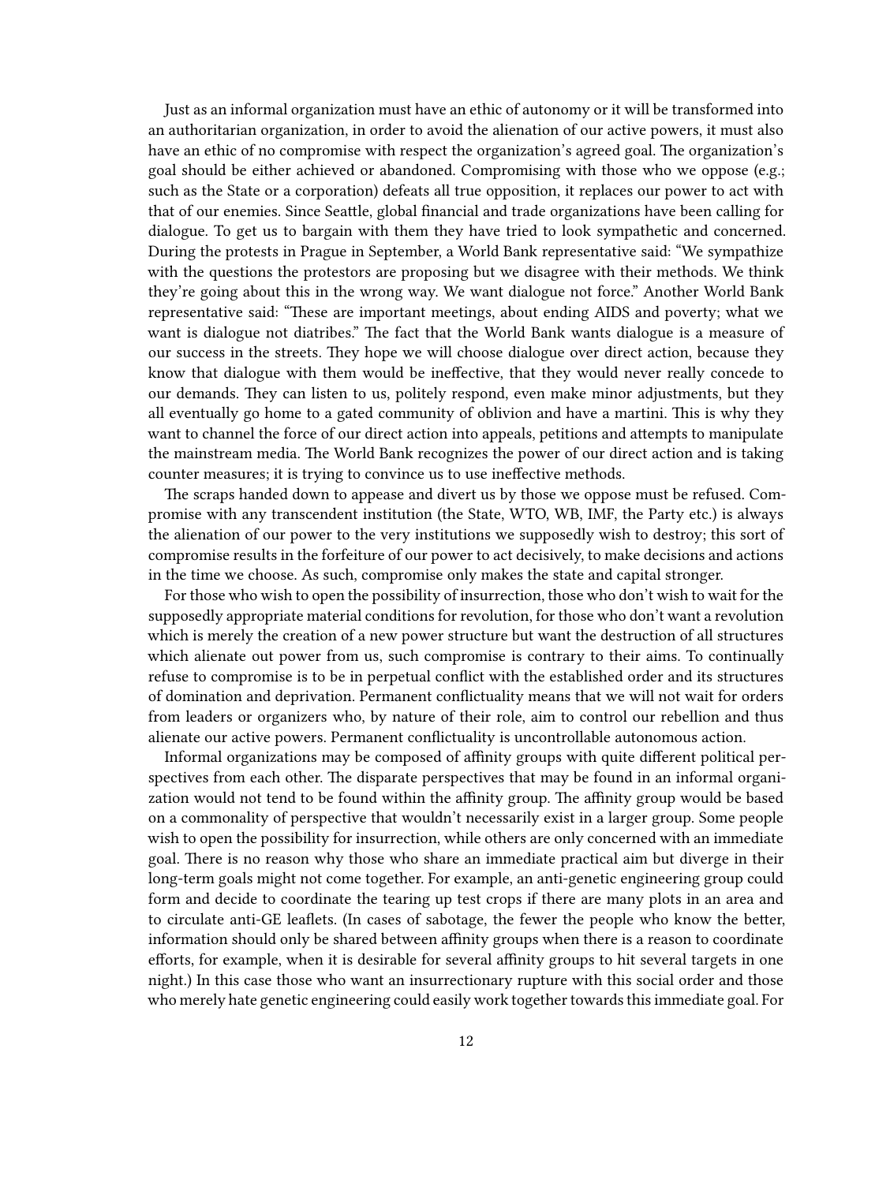Just as an informal organization must have an ethic of autonomy or it will be transformed into an authoritarian organization, in order to avoid the alienation of our active powers, it must also have an ethic of no compromise with respect the organization's agreed goal. The organization's goal should be either achieved or abandoned. Compromising with those who we oppose (e.g.; such as the State or a corporation) defeats all true opposition, it replaces our power to act with that of our enemies. Since Seattle, global financial and trade organizations have been calling for dialogue. To get us to bargain with them they have tried to look sympathetic and concerned. During the protests in Prague in September, a World Bank representative said: "We sympathize with the questions the protestors are proposing but we disagree with their methods. We think they're going about this in the wrong way. We want dialogue not force." Another World Bank representative said: "These are important meetings, about ending AIDS and poverty; what we want is dialogue not diatribes." The fact that the World Bank wants dialogue is a measure of our success in the streets. They hope we will choose dialogue over direct action, because they know that dialogue with them would be ineffective, that they would never really concede to our demands. They can listen to us, politely respond, even make minor adjustments, but they all eventually go home to a gated community of oblivion and have a martini. This is why they want to channel the force of our direct action into appeals, petitions and attempts to manipulate the mainstream media. The World Bank recognizes the power of our direct action and is taking counter measures; it is trying to convince us to use ineffective methods.

The scraps handed down to appease and divert us by those we oppose must be refused. Compromise with any transcendent institution (the State, WTO, WB, IMF, the Party etc.) is always the alienation of our power to the very institutions we supposedly wish to destroy; this sort of compromise results in the forfeiture of our power to act decisively, to make decisions and actions in the time we choose. As such, compromise only makes the state and capital stronger.

For those who wish to open the possibility of insurrection, those who don't wish to wait for the supposedly appropriate material conditions for revolution, for those who don't want a revolution which is merely the creation of a new power structure but want the destruction of all structures which alienate out power from us, such compromise is contrary to their aims. To continually refuse to compromise is to be in perpetual conflict with the established order and its structures of domination and deprivation. Permanent conflictuality means that we will not wait for orders from leaders or organizers who, by nature of their role, aim to control our rebellion and thus alienate our active powers. Permanent conflictuality is uncontrollable autonomous action.

Informal organizations may be composed of affinity groups with quite different political perspectives from each other. The disparate perspectives that may be found in an informal organization would not tend to be found within the affinity group. The affinity group would be based on a commonality of perspective that wouldn't necessarily exist in a larger group. Some people wish to open the possibility for insurrection, while others are only concerned with an immediate goal. There is no reason why those who share an immediate practical aim but diverge in their long-term goals might not come together. For example, an anti-genetic engineering group could form and decide to coordinate the tearing up test crops if there are many plots in an area and to circulate anti-GE leaflets. (In cases of sabotage, the fewer the people who know the better, information should only be shared between affinity groups when there is a reason to coordinate efforts, for example, when it is desirable for several affinity groups to hit several targets in one night.) In this case those who want an insurrectionary rupture with this social order and those who merely hate genetic engineering could easily work together towards this immediate goal. For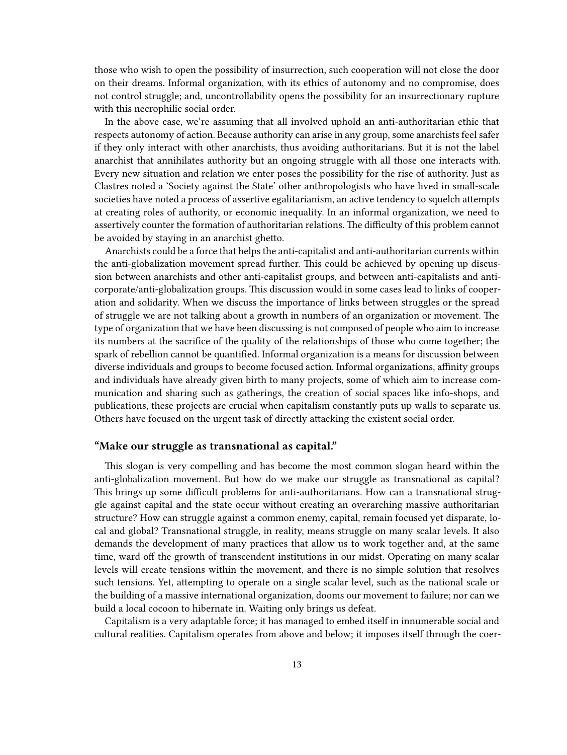those who wish to open the possibility of insurrection, such cooperation will not close the door on their dreams. Informal organization, with its ethics of autonomy and no compromise, does not control struggle; and, uncontrollability opens the possibility for an insurrectionary rupture with this necrophilic social order.

In the above case, we're assuming that all involved uphold an anti-authoritarian ethic that respects autonomy of action. Because authority can arise in any group, some anarchists feel safer if they only interact with other anarchists, thus avoiding authoritarians. But it is not the label anarchist that annihilates authority but an ongoing struggle with all those one interacts with. Every new situation and relation we enter poses the possibility for the rise of authority. Just as Clastres noted a 'Society against the State' other anthropologists who have lived in small-scale societies have noted a process of assertive egalitarianism, an active tendency to squelch attempts at creating roles of authority, or economic inequality. In an informal organization, we need to assertively counter the formation of authoritarian relations. The difficulty of this problem cannot be avoided by staying in an anarchist ghetto.

Anarchists could be a force that helps the anti-capitalist and anti-authoritarian currents within the anti-globalization movement spread further. This could be achieved by opening up discussion between anarchists and other anti-capitalist groups, and between anti-capitalists and anti-corporate/anti-globalization groups. This discussion would in some cases lead to links of cooperation and solidarity. When we discuss the importance of links between struggles or the spread of struggle we are not talking about a growth in numbers of an organization or movement. The type of organization that we have been discussing is not composed of people who aim to increase its numbers at the sacrifice of the quality of the relationships of those who come together; the spark of rebellion cannot be quantified. Informal organization is a means for discussion between diverse individuals and groups to become focused action. Informal organizations, affinity groups and individuals have already given birth to many projects, some of which aim to increase communication and sharing such as gatherings, the creation of social spaces like info-shops, and publications, these projects are crucial when capitalism constantly puts up walls to separate us. Others have focused on the urgent task of directly attacking the existent social order.

### "Make our struggle as transnational as capital."

This slogan is very compelling and has become the most common slogan heard within the anti-globalization movement. But how do we make our struggle as transnational as capital? This brings up some difficult problems for anti-authoritarians. How can a transnational struggle against capital and the state occur without creating an overarching massive authoritarian structure? How can struggle against a common enemy, capital, remain focused yet disparate, local and global? Transnational struggle, in reality, means struggle on many scalar levels. It also demands the development of many practices that allow us to work together and, at the same time, ward off the growth of transcendent institutions in our midst. Operating on many scalar levels will create tensions within the movement, and there is no simple solution that resolves such tensions. Yet, attempting to operate on a single scalar level, such as the national scale or the building of a massive international organization, dooms our movement to failure; nor can we build a local cocoon to hibernate in. Waiting only brings us defeat.

Capitalism is a very adaptable force; it has managed to embed itself in innumerable social and cultural realities. Capitalism operates from above and below; it imposes itself through the coer-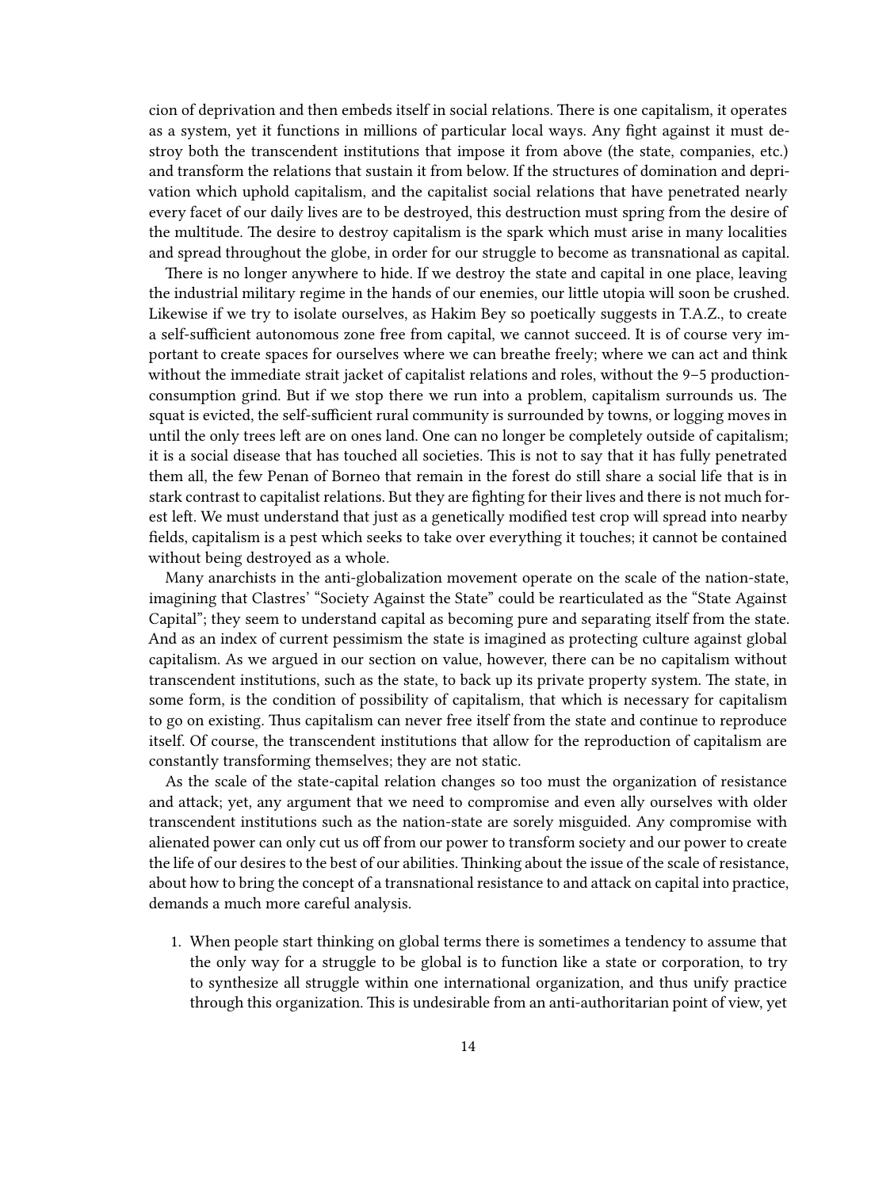cion of deprivation and then embeds itself in social relations. There is one capitalism, it operates as a system, yet it functions in millions of particular local ways. Any fight against it must destroy both the transcendent institutions that impose it from above (the state, companies, etc.) and transform the relations that sustain it from below. If the structures of domination and deprivation which uphold capitalism, and the capitalist social relations that have penetrated nearly every facet of our daily lives are to be destroyed, this destruction must spring from the desire of the multitude. The desire to destroy capitalism is the spark which must arise in many localities and spread throughout the globe, in order for our struggle to become as transnational as capital.

There is no longer anywhere to hide. If we destroy the state and capital in one place, leaving the industrial military regime in the hands of our enemies, our little utopia will soon be crushed. Likewise if we try to isolate ourselves, as Hakim Bey so poetically suggests in T.A.Z., to create a self-sufficient autonomous zone free from capital, we cannot succeed. It is of course very important to create spaces for ourselves where we can breathe freely; where we can act and think without the immediate strait jacket of capitalist relations and roles, without the 9–5 production-consumption grind. But if we stop there we run into a problem, capitalism surrounds us. The squat is evicted, the self-sufficient rural community is surrounded by towns, or logging moves in until the only trees left are on ones land. One can no longer be completely outside of capitalism; it is a social disease that has touched all societies. This is not to say that it has fully penetrated them all, the few Penan of Borneo that remain in the forest do still share a social life that is in stark contrast to capitalist relations. But they are fighting for their lives and there is not much forest left. We must understand that just as a genetically modified test crop will spread into nearby fields, capitalism is a pest which seeks to take over everything it touches; it cannot be contained without being destroyed as a whole.

Many anarchists in the anti-globalization movement operate on the scale of the nation-state, imagining that Clastres' "Society Against the State" could be rearticulated as the "State Against Capital"; they seem to understand capital as becoming pure and separating itself from the state. And as an index of current pessimism the state is imagined as protecting culture against global capitalism. As we argued in our section on value, however, there can be no capitalism without transcendent institutions, such as the state, to back up its private property system. The state, in some form, is the condition of possibility of capitalism, that which is necessary for capitalism to go on existing. Thus capitalism can never free itself from the state and continue to reproduce itself. Of course, the transcendent institutions that allow for the reproduction of capitalism are constantly transforming themselves; they are not static.

As the scale of the state-capital relation changes so too must the organization of resistance and attack; yet, any argument that we need to compromise and even ally ourselves with older transcendent institutions such as the nation-state are sorely misguided. Any compromise with alienated power can only cut us off from our power to transform society and our power to create the life of our desires to the best of our abilities. Thinking about the issue of the scale of resistance, about how to bring the concept of a transnational resistance to and attack on capital into practice, demands a much more careful analysis.

1. When people start thinking on global terms there is sometimes a tendency to assume that the only way for a struggle to be global is to function like a state or corporation, to try to synthesize all struggle within one international organization, and thus unify practice through this organization. This is undesirable from an anti-authoritarian point of view, yet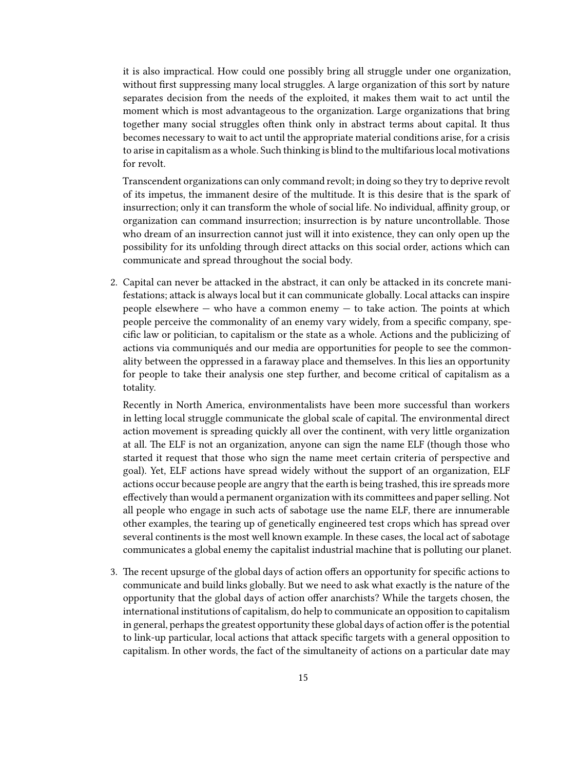it is also impractical. How could one possibly bring all struggle under one organization, without first suppressing many local struggles. A large organization of this sort by nature separates decision from the needs of the exploited, it makes them wait to act until the moment which is most advantageous to the organization. Large organizations that bring together many social struggles often think only in abstract terms about capital. It thus becomes necessary to wait to act until the appropriate material conditions arise, for a crisis to arise in capitalism as a whole. Such thinking is blind to the multifarious local motivations for revolt.

Transcendent organizations can only command revolt; in doing so they try to deprive revolt of its impetus, the immanent desire of the multitude. It is this desire that is the spark of insurrection; only it can transform the whole of social life. No individual, affinity group, or organization can command insurrection; insurrection is by nature uncontrollable. Those who dream of an insurrection cannot just will it into existence, they can only open up the possibility for its unfolding through direct attacks on this social order, actions which can communicate and spread throughout the social body.

2. Capital can never be attacked in the abstract, it can only be attacked in its concrete manifestations; attack is always local but it can communicate globally. Local attacks can inspire people elsewhere — who have a common enemy — to take action. The points at which people perceive the commonality of an enemy vary widely, from a specific company, specific law or politician, to capitalism or the state as a whole. Actions and the publicizing of actions via communiqués and our media are opportunities for people to see the commonality between the oppressed in a faraway place and themselves. In this lies an opportunity for people to take their analysis one step further, and become critical of capitalism as a totality.

   Recently in North America, environmentalists have been more successful than workers in letting local struggle communicate the global scale of capital. The environmental direct action movement is spreading quickly all over the continent, with very little organization at all. The ELF is not an organization, anyone can sign the name ELF (though those who started it request that those who sign the name meet certain criteria of perspective and goal). Yet, ELF actions have spread widely without the support of an organization, ELF actions occur because people are angry that the earth is being trashed, this ire spreads more effectively than would a permanent organization with its committees and paper selling. Not all people who engage in such acts of sabotage use the name ELF, there are innumerable other examples, the tearing up of genetically engineered test crops which has spread over several continents is the most well known example. In these cases, the local act of sabotage communicates a global enemy the capitalist industrial machine that is polluting our planet.

3. The recent upsurge of the global days of action offers an opportunity for specific actions to communicate and build links globally. But we need to ask what exactly is the nature of the opportunity that the global days of action offer anarchists? While the targets chosen, the international institutions of capitalism, do help to communicate an opposition to capitalism in general, perhaps the greatest opportunity these global days of action offer is the potential to link-up particular, local actions that attack specific targets with a general opposition to capitalism. In other words, the fact of the simultaneity of actions on a particular date may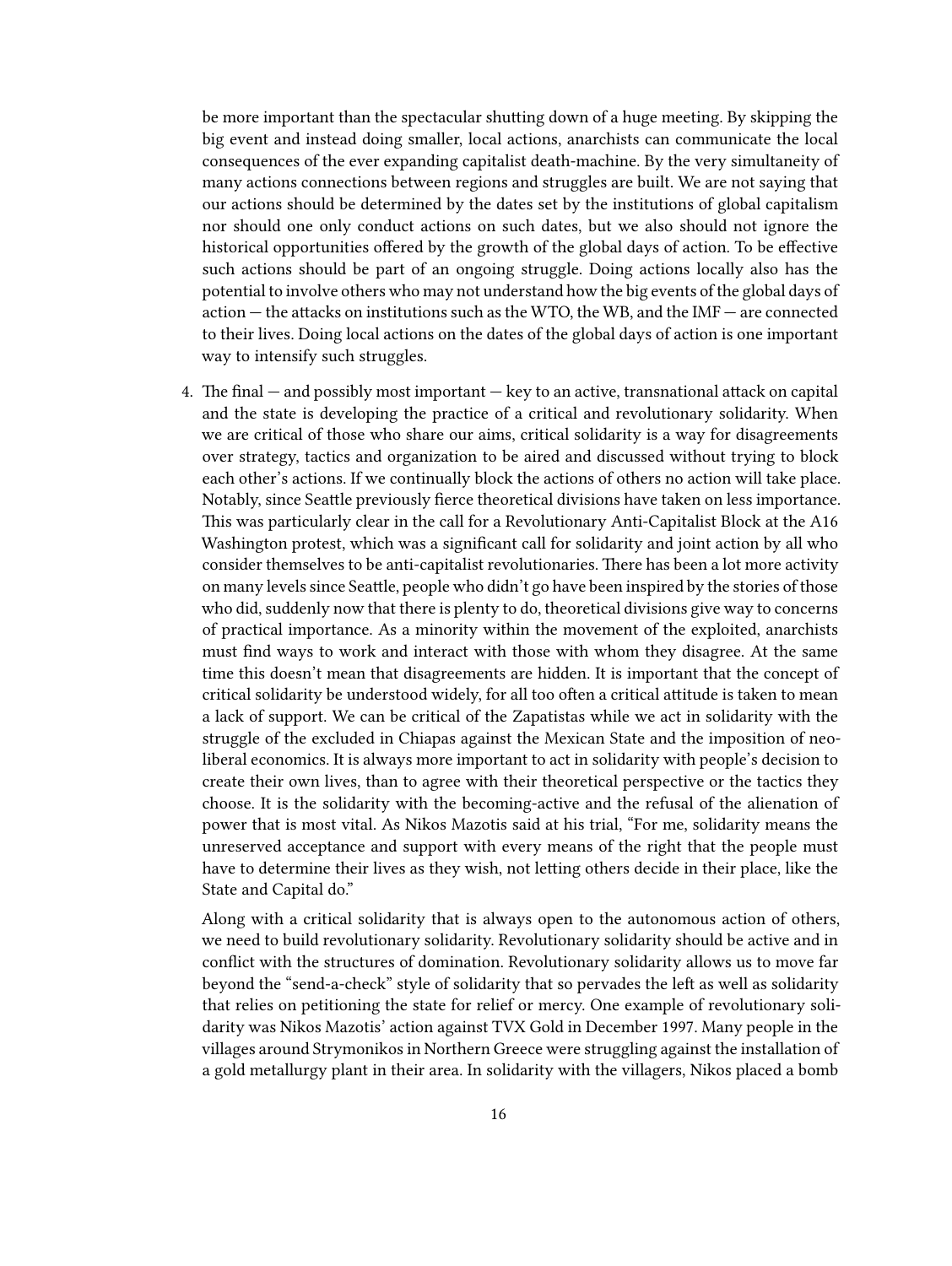be more important than the spectacular shutting down of a huge meeting. By skipping the big event and instead doing smaller, local actions, anarchists can communicate the local consequences of the ever expanding capitalist death-machine. By the very simultaneity of many actions connections between regions and struggles are built. We are not saying that our actions should be determined by the dates set by the institutions of global capitalism nor should one only conduct actions on such dates, but we also should not ignore the historical opportunities offered by the growth of the global days of action. To be effective such actions should be part of an ongoing struggle. Doing actions locally also has the potential to involve others who may not understand how the big events of the global days of action — the attacks on institutions such as the WTO, the WB, and the IMF — are connected to their lives. Doing local actions on the dates of the global days of action is one important way to intensify such struggles.

4. The final — and possibly most important — key to an active, transnational attack on capital and the state is developing the practice of a critical and revolutionary solidarity. When we are critical of those who share our aims, critical solidarity is a way for disagreements over strategy, tactics and organization to be aired and discussed without trying to block each other's actions. If we continually block the actions of others no action will take place. Notably, since Seattle previously fierce theoretical divisions have taken on less importance. This was particularly clear in the call for a Revolutionary Anti-Capitalist Block at the A16 Washington protest, which was a significant call for solidarity and joint action by all who consider themselves to be anti-capitalist revolutionaries. There has been a lot more activity on many levels since Seattle, people who didn't go have been inspired by the stories of those who did, suddenly now that there is plenty to do, theoretical divisions give way to concerns of practical importance. As a minority within the movement of the exploited, anarchists must find ways to work and interact with those with whom they disagree. At the same time this doesn't mean that disagreements are hidden. It is important that the concept of critical solidarity be understood widely, for all too often a critical attitude is taken to mean a lack of support. We can be critical of the Zapatistas while we act in solidarity with the struggle of the excluded in Chiapas against the Mexican State and the imposition of neo-liberal economics. It is always more important to act in solidarity with people's decision to create their own lives, than to agree with their theoretical perspective or the tactics they choose. It is the solidarity with the becoming-active and the refusal of the alienation of power that is most vital. As Nikos Mazotis said at his trial, "For me, solidarity means the unreserved acceptance and support with every means of the right that the people must have to determine their lives as they wish, not letting others decide in their place, like the State and Capital do."

   Along with a critical solidarity that is always open to the autonomous action of others, we need to build revolutionary solidarity. Revolutionary solidarity should be active and in conflict with the structures of domination. Revolutionary solidarity allows us to move far beyond the "send-a-check" style of solidarity that so pervades the left as well as solidarity that relies on petitioning the state for relief or mercy. One example of revolutionary solidarity was Nikos Mazotis' action against TVX Gold in December 1997. Many people in the villages around Strymonikos in Northern Greece were struggling against the installation of a gold metallurgy plant in their area. In solidarity with the villagers, Nikos placed a bomb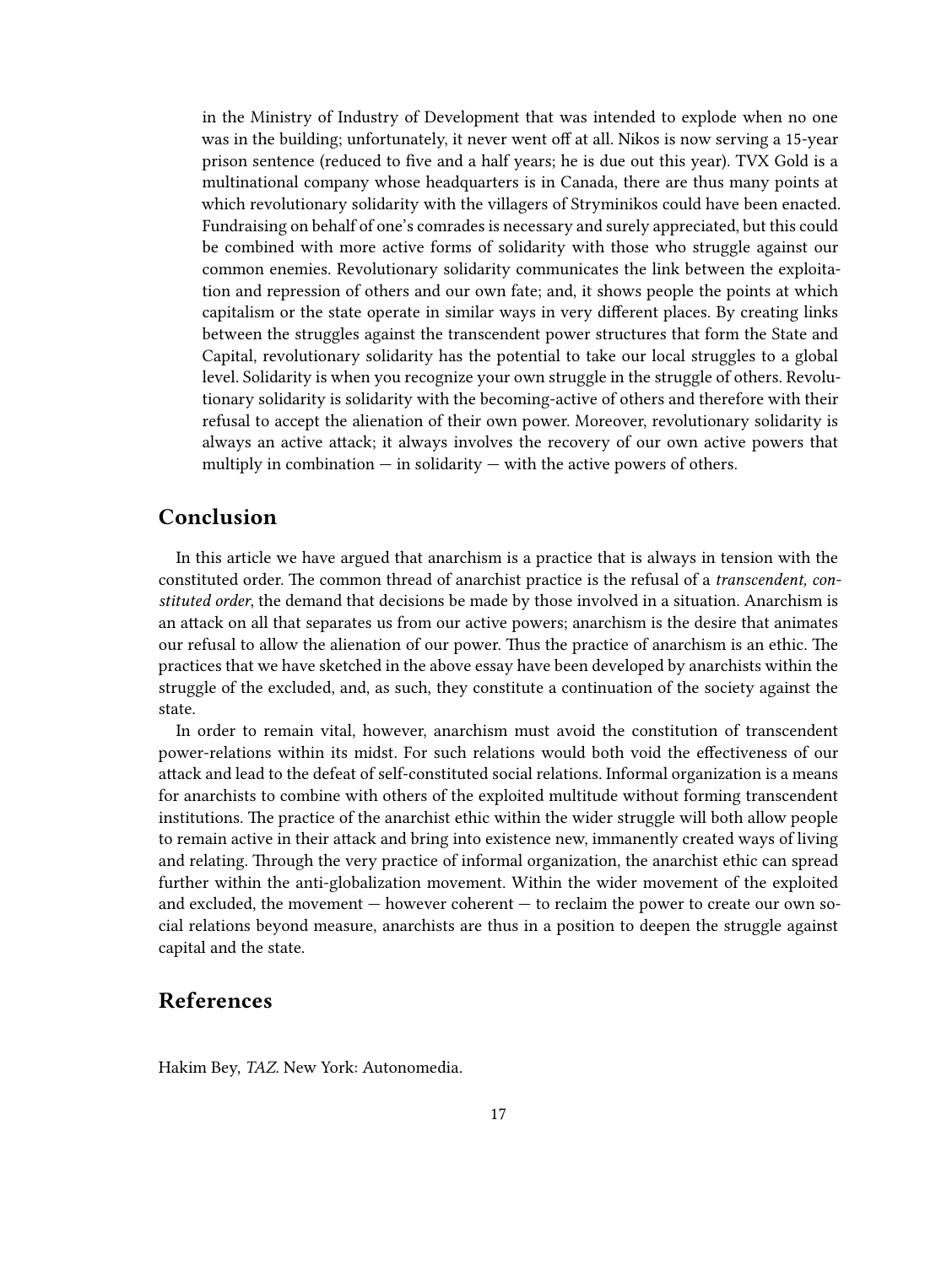in the Ministry of Industry of Development that was intended to explode when no one was in the building; unfortunately, it never went off at all. Nikos is now serving a 15-year prison sentence (reduced to five and a half years; he is due out this year). TVX Gold is a multinational company whose headquarters is in Canada, there are thus many points at which revolutionary solidarity with the villagers of Stryminikos could have been enacted. Fundraising on behalf of one's comrades is necessary and surely appreciated, but this could be combined with more active forms of solidarity with those who struggle against our common enemies. Revolutionary solidarity communicates the link between the exploitation and repression of others and our own fate; and, it shows people the points at which capitalism or the state operate in similar ways in very different places. By creating links between the struggles against the transcendent power structures that form the State and Capital, revolutionary solidarity has the potential to take our local struggles to a global level. Solidarity is when you recognize your own struggle in the struggle of others. Revolutionary solidarity is solidarity with the becoming-active of others and therefore with their refusal to accept the alienation of their own power. Moreover, revolutionary solidarity is always an active attack; it always involves the recovery of our own active powers that multiply in combination — in solidarity — with the active powers of others.

## Conclusion

In this article we have argued that anarchism is a practice that is always in tension with the constituted order. The common thread of anarchist practice is the refusal of a *transcendent, constituted order*, the demand that decisions be made by those involved in a situation. Anarchism is an attack on all that separates us from our active powers; anarchism is the desire that animates our refusal to allow the alienation of our power. Thus the practice of anarchism is an ethic. The practices that we have sketched in the above essay have been developed by anarchists within the struggle of the excluded, and, as such, they constitute a continuation of the society against the state.

In order to remain vital, however, anarchism must avoid the constitution of transcendent power-relations within its midst. For such relations would both void the effectiveness of our attack and lead to the defeat of self-constituted social relations. Informal organization is a means for anarchists to combine with others of the exploited multitude without forming transcendent institutions. The practice of the anarchist ethic within the wider struggle will both allow people to remain active in their attack and bring into existence new, immanently created ways of living and relating. Through the very practice of informal organization, the anarchist ethic can spread further within the anti-globalization movement. Within the wider movement of the exploited and excluded, the movement — however coherent — to reclaim the power to create our own social relations beyond measure, anarchists are thus in a position to deepen the struggle against capital and the state.

## References

Hakim Bey, *TAZ*. New York: Autonomedia.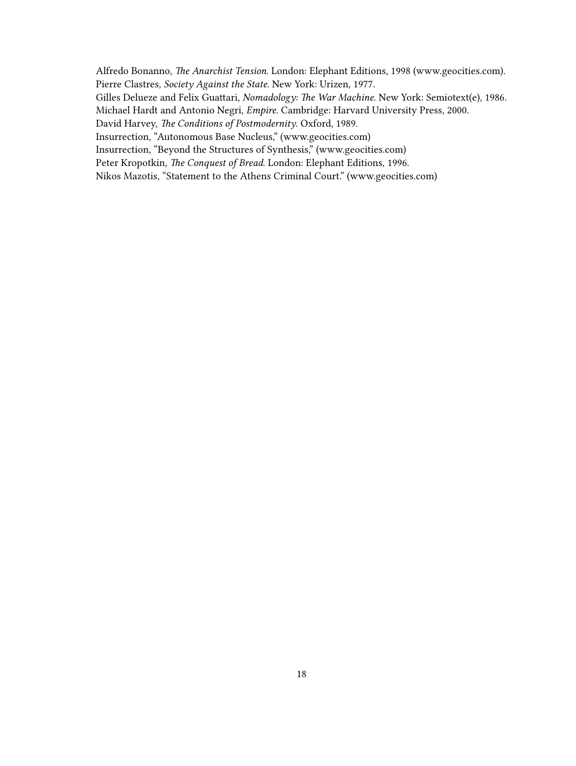Alfredo Bonanno, *The Anarchist Tension*. London: Elephant Editions, 1998 (www.geocities.com).
Pierre Clastres, *Society Against the State*. New York: Urizen, 1977.
Gilles Delueze and Felix Guattari, *Nomadology: The War Machine*. New York: Semiotext(e), 1986.
Michael Hardt and Antonio Negri, *Empire*. Cambridge: Harvard University Press, 2000.
David Harvey, *The Conditions of Postmodernity*. Oxford, 1989.
Insurrection, "Autonomous Base Nucleus," (www.geocities.com)
Insurrection, "Beyond the Structures of Synthesis," (www.geocities.com)
Peter Kropotkin, *The Conquest of Bread*. London: Elephant Editions, 1996.
Nikos Mazotis, "Statement to the Athens Criminal Court." (www.geocities.com)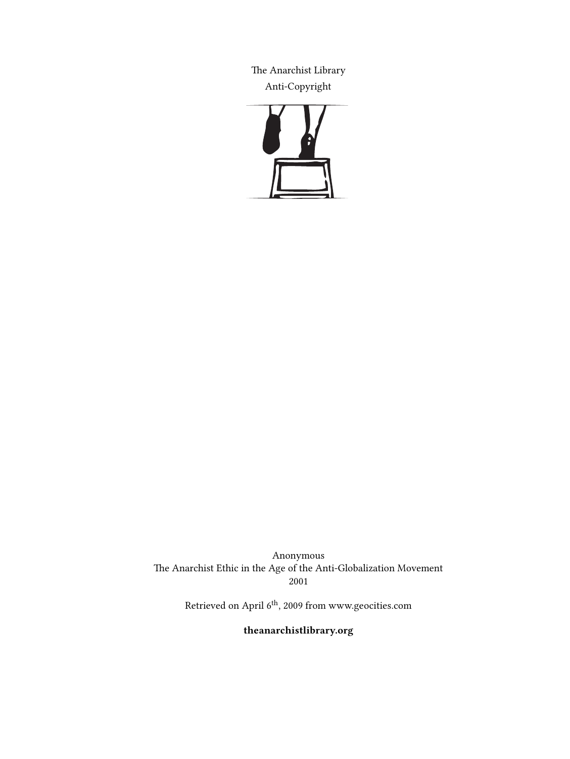The Anarchist Library
Anti-Copyright

Anonymous
The Anarchist Ethic in the Age of the Anti-Globalization Movement
2001

Retrieved on April 6th, 2009 from www.geocities.com

**theanarchistlibrary.org**